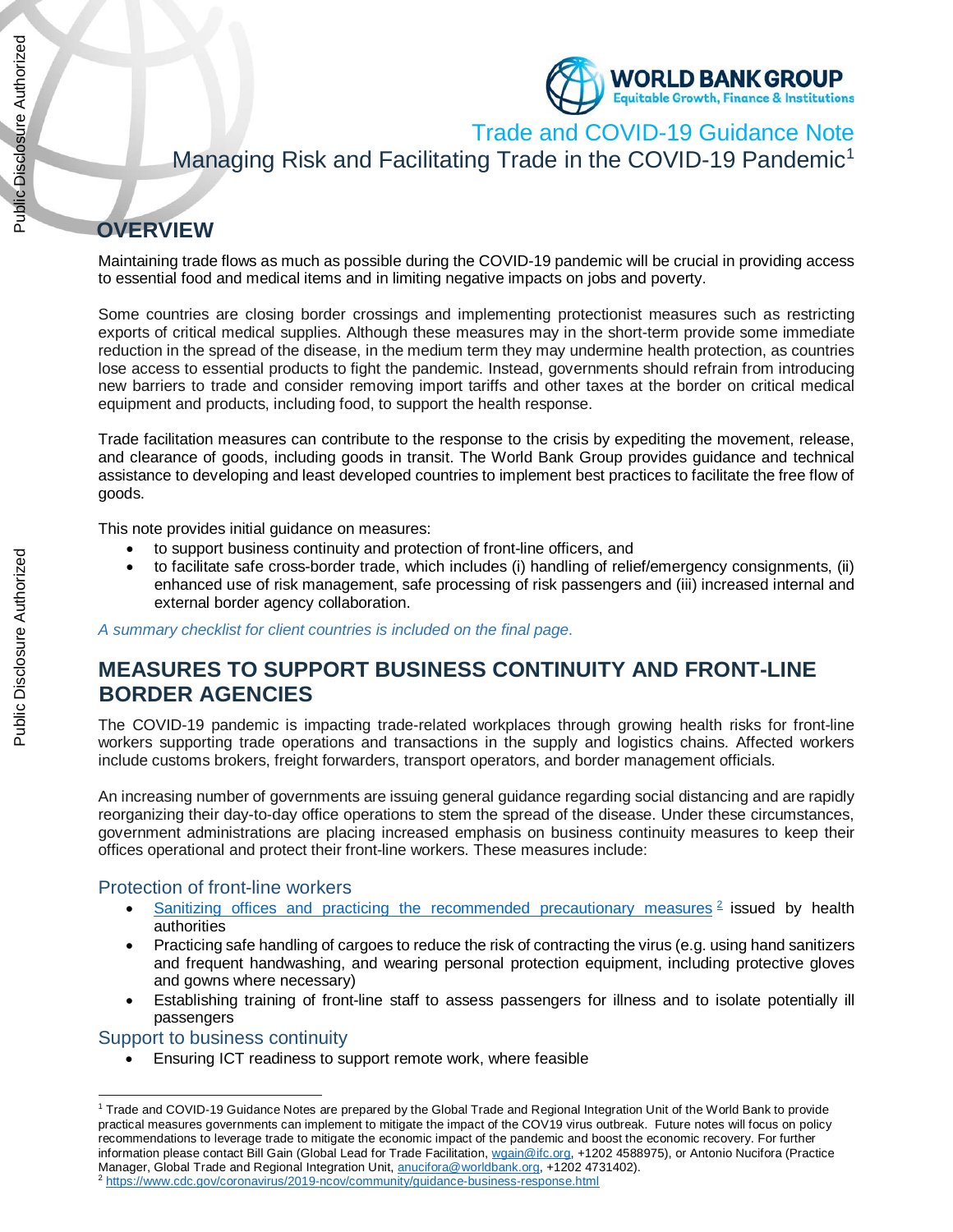Trade and COVID-19 Guidance Note

# Managing Risk and Facilitating Trade in the COVID-19 Pandemic[1]

## OVERVIEW

Maintaining trade flows as much as possible during the COVID-19 pandemic will be crucial in providing access to essential food and medical items and in limiting negative impacts on jobs and poverty.

Some countries are closing border crossings and implementing protectionist measures such as restricting exports of critical medical supplies. Although these measures may in the short-term provide some immediate reduction in the spread of the disease, in the medium term they may undermine health protection, as countries lose access to essential products to fight the pandemic. Instead, governments should refrain from introducing new barriers to trade and consider removing import tariffs and other taxes at the border on critical medical equipment and products, including food, to support the health response.

Trade facilitation measures can contribute to the response to the crisis by expediting the movement, release, and clearance of goods, including goods in transit. The World Bank Group provides guidance and technical assistance to developing and least developed countries to implement best practices to facilitate the free flow of goods.

This note provides initial guidance on measures:

- to support business continuity and protection of front-line officers, and
- to facilitate safe cross-border trade, which includes (i) handling of relief/emergency consignments, (ii) enhanced use of risk management, safe processing of risk passengers and (iii) increased internal and external border agency collaboration.

*A summary checklist for client countries is included on the final page.*

## MEASURES TO SUPPORT BUSINESS CONTINUITY AND FRONT-LINE BORDER AGENCIES

The COVID-19 pandemic is impacting trade-related workplaces through growing health risks for front-line workers supporting trade operations and transactions in the supply and logistics chains. Affected workers include customs brokers, freight forwarders, transport operators, and border management officials.

An increasing number of governments are issuing general guidance regarding social distancing and are rapidly reorganizing their day-to-day office operations to stem the spread of the disease. Under these circumstances, government administrations are placing increased emphasis on business continuity measures to keep their offices operational and protect their front-line workers. These measures include:

### Protection of front-line workers

- Sanitizing offices and practicing the recommended precautionary measures [2] issued by health authorities
- Practicing safe handling of cargoes to reduce the risk of contracting the virus (e.g. using hand sanitizers and frequent handwashing, and wearing personal protection equipment, including protective gloves and gowns where necessary)
- Establishing training of front-line staff to assess passengers for illness and to isolate potentially ill passengers

### Support to business continuity

- Ensuring ICT readiness to support remote work, where feasible

---

[1] Trade and COVID-19 Guidance Notes are prepared by the Global Trade and Regional Integration Unit of the World Bank to provide practical measures governments can implement to mitigate the impact of the COV19 virus outbreak. Future notes will focus on policy recommendations to leverage trade to mitigate the economic impact of the pandemic and boost the economic recovery. For further information please contact Bill Gain (Global Lead for Trade Facilitation, wgain@ifc.org, +1202 4588975), or Antonio Nucifora (Practice Manager, Global Trade and Regional Integration Unit, anucifora@worldbank.org, +1202 4731402).

[2] https://www.cdc.gov/coronavirus/2019-ncov/community/guidance-business-response.html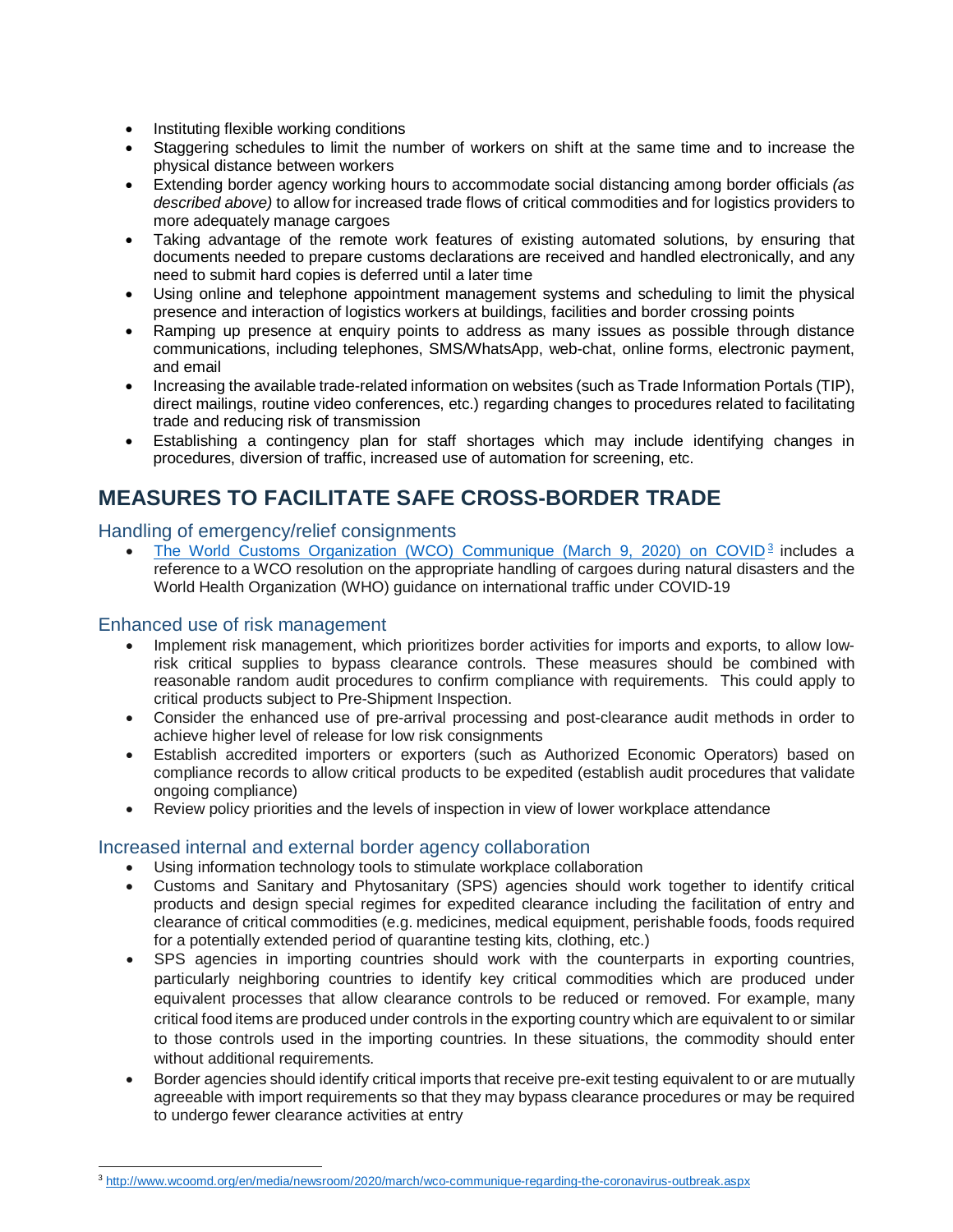- Instituting flexible working conditions
- Staggering schedules to limit the number of workers on shift at the same time and to increase the physical distance between workers
- Extending border agency working hours to accommodate social distancing among border officials *(as described above)* to allow for increased trade flows of critical commodities and for logistics providers to more adequately manage cargoes
- Taking advantage of the remote work features of existing automated solutions, by ensuring that documents needed to prepare customs declarations are received and handled electronically, and any need to submit hard copies is deferred until a later time
- Using online and telephone appointment management systems and scheduling to limit the physical presence and interaction of logistics workers at buildings, facilities and border crossing points
- Ramping up presence at enquiry points to address as many issues as possible through distance communications, including telephones, SMS/WhatsApp, web-chat, online forms, electronic payment, and email
- Increasing the available trade-related information on websites (such as Trade Information Portals (TIP), direct mailings, routine video conferences, etc.) regarding changes to procedures related to facilitating trade and reducing risk of transmission
- Establishing a contingency plan for staff shortages which may include identifying changes in procedures, diversion of traffic, increased use of automation for screening, etc.

# MEASURES TO FACILITATE SAFE CROSS-BORDER TRADE

## Handling of emergency/relief consignments

- [The World Customs Organization (WCO) Communique (March 9, 2020) on COVID](http://www.wcoomd.org/en/media/newsroom/2020/march/wco-communique-regarding-the-coronavirus-outbreak.aspx)[3] includes a reference to a WCO resolution on the appropriate handling of cargoes during natural disasters and the World Health Organization (WHO) guidance on international traffic under COVID-19

## Enhanced use of risk management

- Implement risk management, which prioritizes border activities for imports and exports, to allow low-risk critical supplies to bypass clearance controls. These measures should be combined with reasonable random audit procedures to confirm compliance with requirements. This could apply to critical products subject to Pre-Shipment Inspection.
- Consider the enhanced use of pre-arrival processing and post-clearance audit methods in order to achieve higher level of release for low risk consignments
- Establish accredited importers or exporters (such as Authorized Economic Operators) based on compliance records to allow critical products to be expedited (establish audit procedures that validate ongoing compliance)
- Review policy priorities and the levels of inspection in view of lower workplace attendance

## Increased internal and external border agency collaboration

- Using information technology tools to stimulate workplace collaboration
- Customs and Sanitary and Phytosanitary (SPS) agencies should work together to identify critical products and design special regimes for expedited clearance including the facilitation of entry and clearance of critical commodities (e.g. medicines, medical equipment, perishable foods, foods required for a potentially extended period of quarantine testing kits, clothing, etc.)
- SPS agencies in importing countries should work with the counterparts in exporting countries, particularly neighboring countries to identify key critical commodities which are produced under equivalent processes that allow clearance controls to be reduced or removed. For example, many critical food items are produced under controls in the exporting country which are equivalent to or similar to those controls used in the importing countries. In these situations, the commodity should enter without additional requirements.
- Border agencies should identify critical imports that receive pre-exit testing equivalent to or are mutually agreeable with import requirements so that they may bypass clearance procedures or may be required to undergo fewer clearance activities at entry

[3] http://www.wcoomd.org/en/media/newsroom/2020/march/wco-communique-regarding-the-coronavirus-outbreak.aspx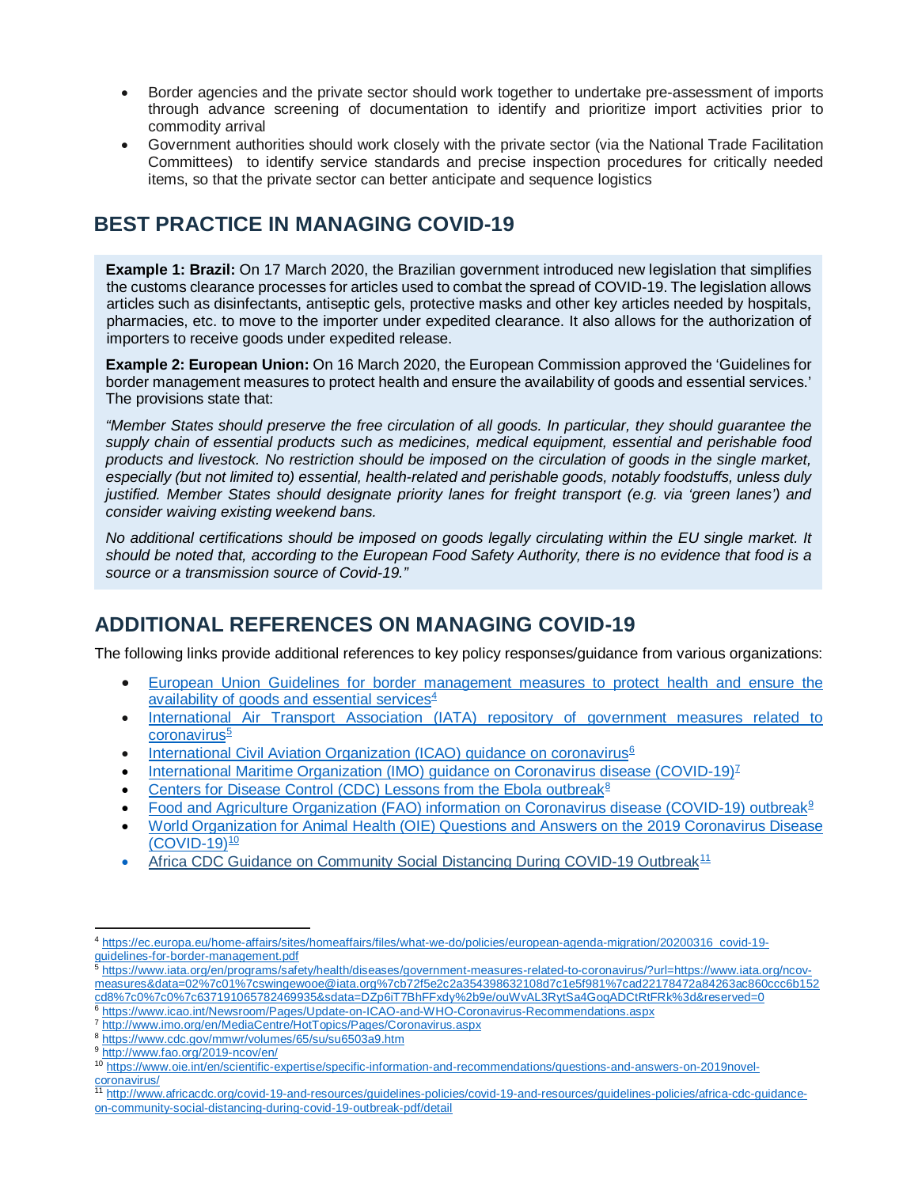- Border agencies and the private sector should work together to undertake pre-assessment of imports through advance screening of documentation to identify and prioritize import activities prior to commodity arrival
- Government authorities should work closely with the private sector (via the National Trade Facilitation Committees) to identify service standards and precise inspection procedures for critically needed items, so that the private sector can better anticipate and sequence logistics

## BEST PRACTICE IN MANAGING COVID-19

**Example 1: Brazil:** On 17 March 2020, the Brazilian government introduced new legislation that simplifies the customs clearance processes for articles used to combat the spread of COVID-19. The legislation allows articles such as disinfectants, antiseptic gels, protective masks and other key articles needed by hospitals, pharmacies, etc. to move to the importer under expedited clearance. It also allows for the authorization of importers to receive goods under expedited release.

**Example 2: European Union:** On 16 March 2020, the European Commission approved the 'Guidelines for border management measures to protect health and ensure the availability of goods and essential services.' The provisions state that:

*"Member States should preserve the free circulation of all goods. In particular, they should guarantee the supply chain of essential products such as medicines, medical equipment, essential and perishable food products and livestock. No restriction should be imposed on the circulation of goods in the single market, especially (but not limited to) essential, health-related and perishable goods, notably foodstuffs, unless duly justified. Member States should designate priority lanes for freight transport (e.g. via 'green lanes') and consider waiving existing weekend bans.*

*No additional certifications should be imposed on goods legally circulating within the EU single market. It should be noted that, according to the European Food Safety Authority, there is no evidence that food is a source or a transmission source of Covid-19."*

## ADDITIONAL REFERENCES ON MANAGING COVID-19

The following links provide additional references to key policy responses/guidance from various organizations:

- European Union Guidelines for border management measures to protect health and ensure the availability of goods and essential services[4]
- International Air Transport Association (IATA) repository of government measures related to coronavirus[5]
- International Civil Aviation Organization (ICAO) guidance on coronavirus[6]
- International Maritime Organization (IMO) guidance on Coronavirus disease (COVID-19)[7]
- Centers for Disease Control (CDC) Lessons from the Ebola outbreak[8]
- Food and Agriculture Organization (FAO) information on Coronavirus disease (COVID-19) outbreak[9]
- World Organization for Animal Health (OIE) Questions and Answers on the 2019 Coronavirus Disease (COVID-19)[10]
- Africa CDC Guidance on Community Social Distancing During COVID-19 Outbreak[11]

---

[4] https://ec.europa.eu/home-affairs/sites/homeaffairs/files/what-we-do/policies/european-agenda-migration/20200316_covid-19-guidelines-for-border-management.pdf

[5] https://www.iata.org/en/programs/safety/health/diseases/government-measures-related-to-coronavirus/?url=https://www.iata.org/ncov-measures&data=02%7c01%7cswingewooe@iata.org%7cb72f5e2c2a354398632108d7c1e5f981%7cad22178472a84263ac860ccc6b152cd8%7c0%7c0%7c637191065782469935&sdata=DZp6iT7BhFFxdy%2b9e/ouWvAL3RytSa4GoqADCtRtFRk%3d&reserved=0

[6] https://www.icao.int/Newsroom/Pages/Update-on-ICAO-and-WHO-Coronavirus-Recommendations.aspx

[7] http://www.imo.org/en/MediaCentre/HotTopics/Pages/Coronavirus.aspx

[8] https://www.cdc.gov/mmwr/volumes/65/su/su6503a9.htm

[9] http://www.fao.org/2019-ncov/en/

[10] https://www.oie.int/en/scientific-expertise/specific-information-and-recommendations/questions-and-answers-on-2019novel-coronavirus/

[11] http://www.africacdc.org/covid-19-and-resources/guidelines-policies/covid-19-and-resources/guidelines-policies/africa-cdc-guidance-on-community-social-distancing-during-covid-19-outbreak-pdf/detail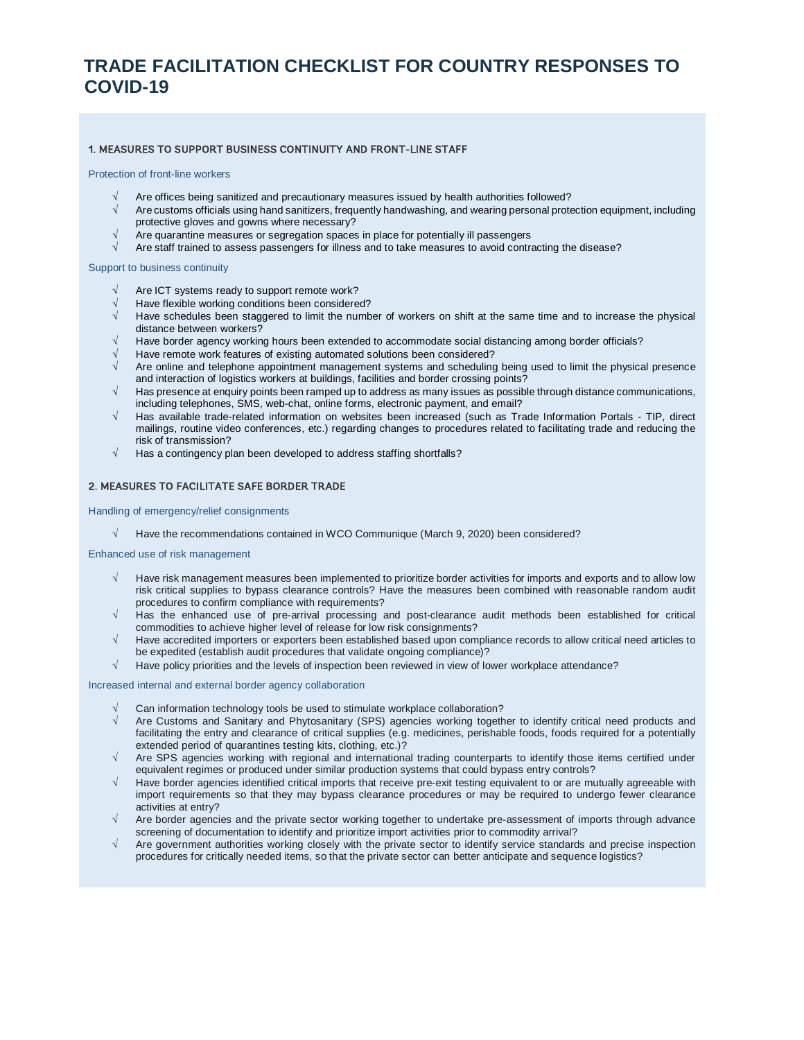# TRADE FACILITATION CHECKLIST FOR COUNTRY RESPONSES TO COVID-19

## 1. MEASURES TO SUPPORT BUSINESS CONTINUITY AND FRONT-LINE STAFF

### Protection of front-line workers

- √ Are offices being sanitized and precautionary measures issued by health authorities followed?
- √ Are customs officials using hand sanitizers, frequently handwashing, and wearing personal protection equipment, including protective gloves and gowns where necessary?
- √ Are quarantine measures or segregation spaces in place for potentially ill passengers
- √ Are staff trained to assess passengers for illness and to take measures to avoid contracting the disease?

### Support to business continuity

- √ Are ICT systems ready to support remote work?
- √ Have flexible working conditions been considered?
- √ Have schedules been staggered to limit the number of workers on shift at the same time and to increase the physical distance between workers?
- √ Have border agency working hours been extended to accommodate social distancing among border officials?
- √ Have remote work features of existing automated solutions been considered?
- √ Are online and telephone appointment management systems and scheduling being used to limit the physical presence and interaction of logistics workers at buildings, facilities and border crossing points?
- √ Has presence at enquiry points been ramped up to address as many issues as possible through distance communications, including telephones, SMS, web-chat, online forms, electronic payment, and email?
- √ Has available trade-related information on websites been increased (such as Trade Information Portals - TIP, direct mailings, routine video conferences, etc.) regarding changes to procedures related to facilitating trade and reducing the risk of transmission?
- √ Has a contingency plan been developed to address staffing shortfalls?

## 2. MEASURES TO FACILITATE SAFE BORDER TRADE

### Handling of emergency/relief consignments

- √ Have the recommendations contained in WCO Communique (March 9, 2020) been considered?

### Enhanced use of risk management

- √ Have risk management measures been implemented to prioritize border activities for imports and exports and to allow low risk critical supplies to bypass clearance controls? Have the measures been combined with reasonable random audit procedures to confirm compliance with requirements?
- √ Has the enhanced use of pre-arrival processing and post-clearance audit methods been established for critical commodities to achieve higher level of release for low risk consignments?
- √ Have accredited importers or exporters been established based upon compliance records to allow critical need articles to be expedited (establish audit procedures that validate ongoing compliance)?
- √ Have policy priorities and the levels of inspection been reviewed in view of lower workplace attendance?

### Increased internal and external border agency collaboration

- √ Can information technology tools be used to stimulate workplace collaboration?
- √ Are Customs and Sanitary and Phytosanitary (SPS) agencies working together to identify critical need products and facilitating the entry and clearance of critical supplies (e.g. medicines, perishable foods, foods required for a potentially extended period of quarantines testing kits, clothing, etc.)?
- √ Are SPS agencies working with regional and international trading counterparts to identify those items certified under equivalent regimes or produced under similar production systems that could bypass entry controls?
- √ Have border agencies identified critical imports that receive pre-exit testing equivalent to or are mutually agreeable with import requirements so that they may bypass clearance procedures or may be required to undergo fewer clearance activities at entry?
- √ Are border agencies and the private sector working together to undertake pre-assessment of imports through advance screening of documentation to identify and prioritize import activities prior to commodity arrival?
- √ Are government authorities working closely with the private sector to identify service standards and precise inspection procedures for critically needed items, so that the private sector can better anticipate and sequence logistics?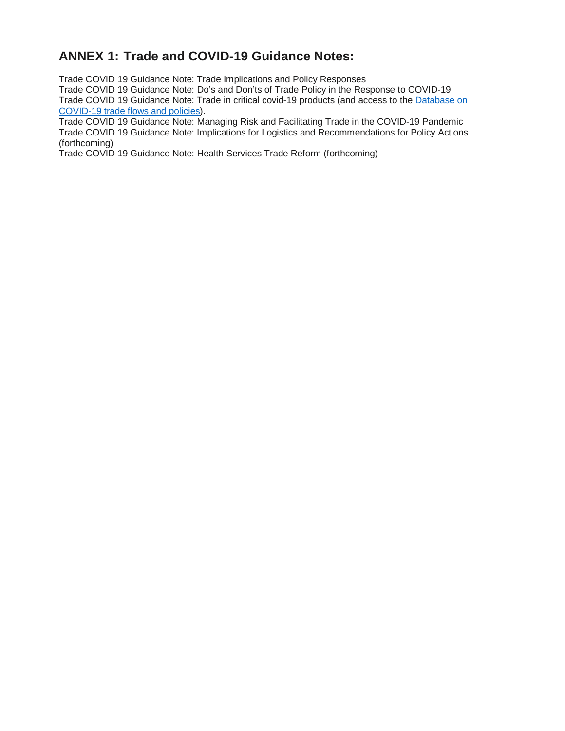## ANNEX 1: Trade and COVID-19 Guidance Notes:

Trade COVID 19 Guidance Note: Trade Implications and Policy Responses
Trade COVID 19 Guidance Note: Do's and Don'ts of Trade Policy in the Response to COVID-19
Trade COVID 19 Guidance Note: Trade in critical covid-19 products (and access to the Database on COVID-19 trade flows and policies).
Trade COVID 19 Guidance Note: Managing Risk and Facilitating Trade in the COVID-19 Pandemic
Trade COVID 19 Guidance Note: Implications for Logistics and Recommendations for Policy Actions (forthcoming)
Trade COVID 19 Guidance Note: Health Services Trade Reform (forthcoming)